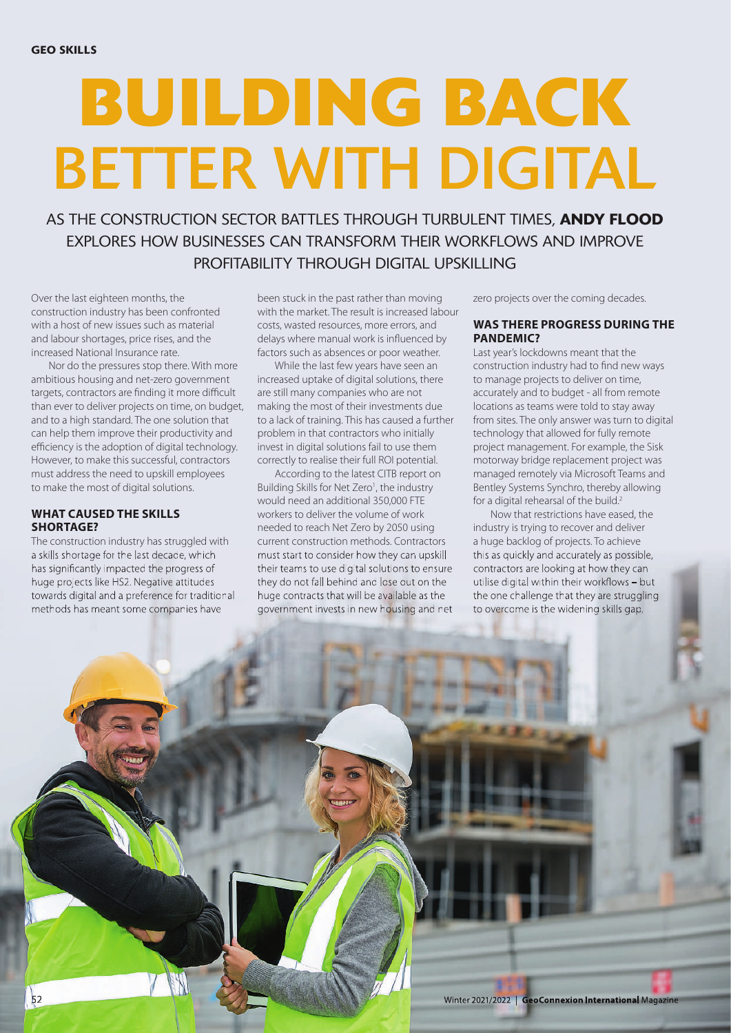# BUILDING BACK BETTER WITH DIGITAL

AS THE CONSTRUCTION SECTOR BATTLES THROUGH TURBULENT TIMES, **ANDY FLOOD** EXPLORES HOW BUSINESSES CAN TRANSFORM THEIR WORKFLOWS AND IMPROVE PROFITABILITY THROUGH DIGITAL UPSKILLING

Over the last eighteen months, the construction industry has been confronted with a host of new issues such as material and labour shortages, price rises, and the increased National Insurance rate.

Nor do the pressures stop there. With more ambitious housing and net-zero government targets, contractors are finding it more difficult than ever to deliver projects on time, on budget, and to a high standard. The one solution that can help them improve their productivity and efficiency is the adoption of digital technology. However, to make this successful, contractors must address the need to upskill employees to make the most of digital solutions.

## WHAT CAUSED THE SKILLS SHORTAGE?

The construction industry has struggled with a skills shortage for the last decade, which has significantly impacted the progress of huge projects like HS2. Negative attitudes towards digital and a preference for traditional methods has meant some companies have been stuck in the past rather than moving with the market. The result is increased labour costs, wasted resources, more errors, and delays where manual work is influenced by factors such as absences or poor weather.

While the last few years have seen an increased uptake of digital solutions, there are still many companies who are not making the most of their investments due to a lack of training. This has caused a further problem in that contractors who initially invest in digital solutions fail to use them correctly to realise their full ROI potential.

According to the latest CITB report on Building Skills for Net Zero[1], the industry would need an additional 350,000 FTE workers to deliver the volume of work needed to reach Net Zero by 2050 using current construction methods. Contractors must start to consider how they can upskill their teams to use digital solutions to ensure they do not fall behind and lose out on the huge contracts that will be available as the government invests in new housing and net zero projects over the coming decades.

## WAS THERE PROGRESS DURING THE PANDEMIC?

Last year's lockdowns meant that the construction industry had to find new ways to manage projects to deliver on time, accurately and to budget - all from remote locations as teams were told to stay away from sites. The only answer was turn to digital technology that allowed for fully remote project management. For example, the Sisk motorway bridge replacement project was managed remotely via Microsoft Teams and Bentley Systems Synchro, thereby allowing for a digital rehearsal of the build.[2]

Now that restrictions have eased, the industry is trying to recover and deliver a huge backlog of projects. To achieve this as quickly and accurately as possible, contractors are looking at how they can utilise digital within their workflows – but the one challenge that they are struggling to overcome is the widening skills gap.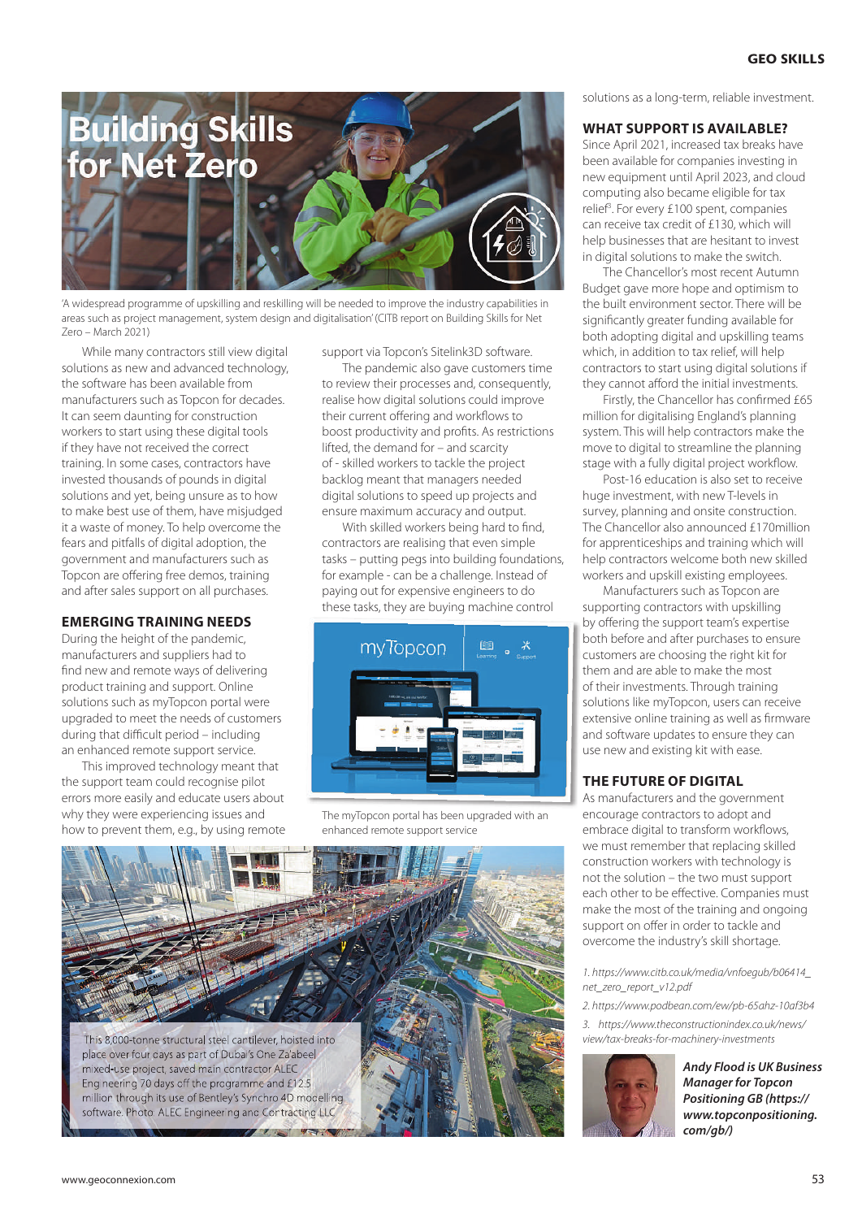# Building Skills for Net Zero

'A widespread programme of upskilling and reskilling will be needed to improve the industry capabilities in areas such as project management, system design and digitalisation' (CITB report on Building Skills for Net Zero – March 2021)

While many contractors still view digital solutions as new and advanced technology, the software has been available from manufacturers such as Topcon for decades. It can seem daunting for construction workers to start using these digital tools if they have not received the correct training. In some cases, contractors have invested thousands of pounds in digital solutions and yet, being unsure as to how to make best use of them, have misjudged it a waste of money. To help overcome the fears and pitfalls of digital adoption, the government and manufacturers such as Topcon are offering free demos, training and after sales support on all purchases.

## EMERGING TRAINING NEEDS

During the height of the pandemic, manufacturers and suppliers had to find new and remote ways of delivering product training and support. Online solutions such as myTopcon portal were upgraded to meet the needs of customers during that difficult period – including an enhanced remote support service.

This improved technology meant that the support team could recognise pilot errors more easily and educate users about why they were experiencing issues and how to prevent them, e.g., by using remote support via Topcon's Sitelink3D software.

The pandemic also gave customers time to review their processes and, consequently, realise how digital solutions could improve their current offering and workflows to boost productivity and profits. As restrictions lifted, the demand for – and scarcity of - skilled workers to tackle the project backlog meant that managers needed digital solutions to speed up projects and ensure maximum accuracy and output.

With skilled workers being hard to find, contractors are realising that even simple tasks – putting pegs into building foundations, for example - can be a challenge. Instead of paying out for expensive engineers to do these tasks, they are buying machine control solutions as a long-term, reliable investment.

The myTopcon portal has been upgraded with an enhanced remote support service

This 8,000-tonne structural steel cantilever, hoisted into place over four days as part of Dubai's One Za'abeel mixed-use project, saved main contractor ALEC Engineering 70 days off the programme and £12.5 million through its use of Bentley's Synchro 4D modelling software. Photo: ALEC Engineering and Contracting LLC

## WHAT SUPPORT IS AVAILABLE?

Since April 2021, increased tax breaks have been available for companies investing in new equipment until April 2023, and cloud computing also became eligible for tax relief[3]. For every £100 spent, companies can receive tax credit of £130, which will help businesses that are hesitant to invest in digital solutions to make the switch.

The Chancellor's most recent Autumn Budget gave more hope and optimism to the built environment sector. There will be significantly greater funding available for both adopting digital and upskilling teams which, in addition to tax relief, will help contractors to start using digital solutions if they cannot afford the initial investments.

Firstly, the Chancellor has confirmed £65 million for digitalising England's planning system. This will help contractors make the move to digital to streamline the planning stage with a fully digital project workflow.

Post-16 education is also set to receive huge investment, with new T-levels in survey, planning and onsite construction. The Chancellor also announced £170million for apprenticeships and training which will help contractors welcome both new skilled workers and upskill existing employees.

Manufacturers such as Topcon are supporting contractors with upskilling by offering the support team's expertise both before and after purchases to ensure customers are choosing the right kit for them and are able to make the most of their investments. Through training solutions like myTopcon, users can receive extensive online training as well as firmware and software updates to ensure they can use new and existing kit with ease.

## THE FUTURE OF DIGITAL

As manufacturers and the government encourage contractors to adopt and embrace digital to transform workflows, we must remember that replacing skilled construction workers with technology is not the solution – the two must support each other to be effective. Companies must make the most of the training and ongoing support on offer in order to tackle and overcome the industry's skill shortage.

*1. https://www.citb.co.uk/media/vnfoegub/b06414_net_zero_report_v12.pdf*

*2. https://www.podbean.com/ew/pb-65ahz-10af3b4*

*3. https://www.theconstructionindex.co.uk/news/view/tax-breaks-for-machinery-investments*

***Andy Flood is UK Business Manager for Topcon Positioning GB (https://www.topconpositioning.com/gb/)***